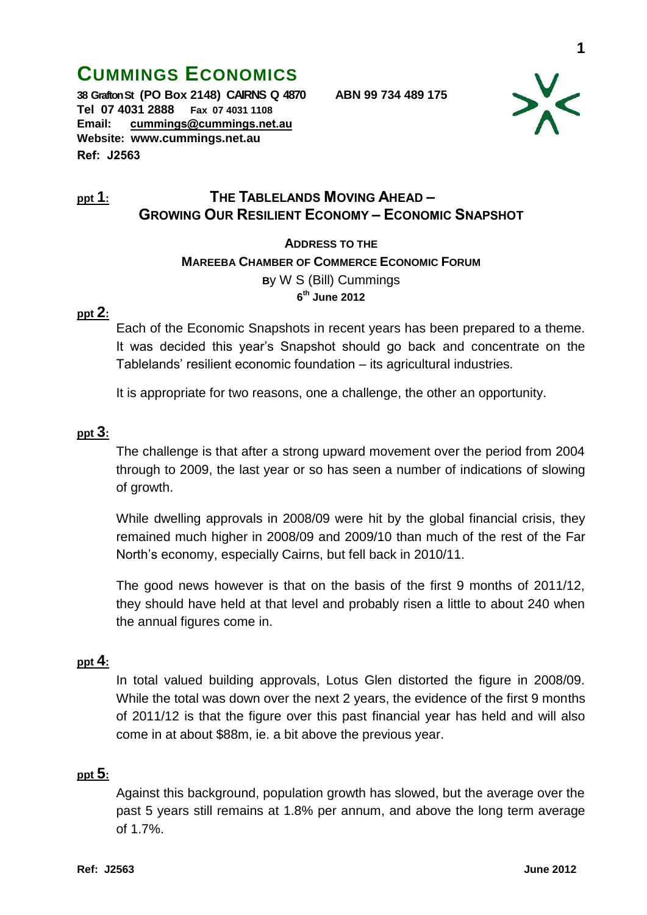# CUMMINGS ECONOMICS

**38 Grafton St (PO Box 2148) CAIRNS Q 4870 ABN 99 734 489 175**
**Tel 07 4031 2888 Fax 07 4031 1108**
**Email: cummings@cummings.net.au**
**Website: www.cummings.net.au**
**Ref: J2563**

**ppt 1:**

## THE TABLELANDS MOVING AHEAD – GROWING OUR RESILIENT ECONOMY – ECONOMIC SNAPSHOT

**ADDRESS TO THE**
**MAREEBA CHAMBER OF COMMERCE ECONOMIC FORUM**
**BY** W S (Bill) Cummings
**6th June 2012**

**ppt 2:**

Each of the Economic Snapshots in recent years has been prepared to a theme. It was decided this year's Snapshot should go back and concentrate on the Tablelands' resilient economic foundation – its agricultural industries.

It is appropriate for two reasons, one a challenge, the other an opportunity.

**ppt 3:**

The challenge is that after a strong upward movement over the period from 2004 through to 2009, the last year or so has seen a number of indications of slowing of growth.

While dwelling approvals in 2008/09 were hit by the global financial crisis, they remained much higher in 2008/09 and 2009/10 than much of the rest of the Far North's economy, especially Cairns, but fell back in 2010/11.

The good news however is that on the basis of the first 9 months of 2011/12, they should have held at that level and probably risen a little to about 240 when the annual figures come in.

**ppt 4:**

In total valued building approvals, Lotus Glen distorted the figure in 2008/09. While the total was down over the next 2 years, the evidence of the first 9 months of 2011/12 is that the figure over this past financial year has held and will also come in at about $88m, ie. a bit above the previous year.

**ppt 5:**

Against this background, population growth has slowed, but the average over the past 5 years still remains at 1.8% per annum, and above the long term average of 1.7%.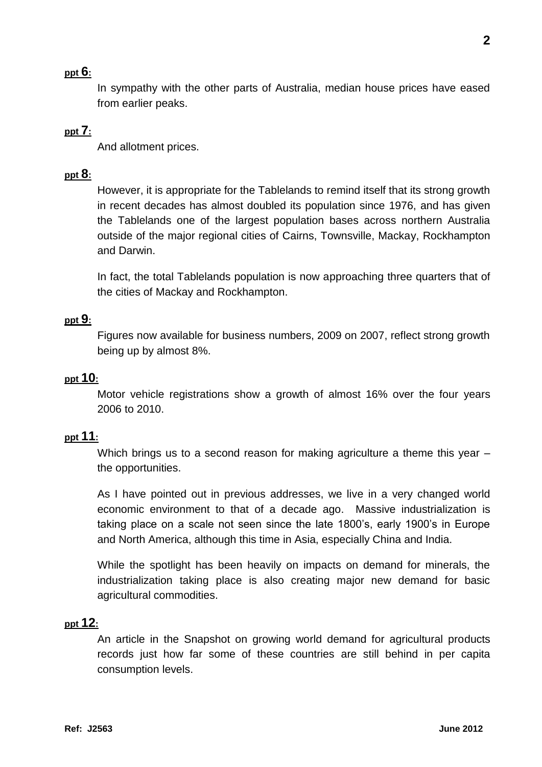**ppt 6:**

In sympathy with the other parts of Australia, median house prices have eased from earlier peaks.

**ppt 7:**

And allotment prices.

**ppt 8:**

However, it is appropriate for the Tablelands to remind itself that its strong growth in recent decades has almost doubled its population since 1976, and has given the Tablelands one of the largest population bases across northern Australia outside of the major regional cities of Cairns, Townsville, Mackay, Rockhampton and Darwin.

In fact, the total Tablelands population is now approaching three quarters that of the cities of Mackay and Rockhampton.

**ppt 9:**

Figures now available for business numbers, 2009 on 2007, reflect strong growth being up by almost 8%.

**ppt 10:**

Motor vehicle registrations show a growth of almost 16% over the four years 2006 to 2010.

**ppt 11:**

Which brings us to a second reason for making agriculture a theme this year – the opportunities.

As I have pointed out in previous addresses, we live in a very changed world economic environment to that of a decade ago. Massive industrialization is taking place on a scale not seen since the late 1800's, early 1900's in Europe and North America, although this time in Asia, especially China and India.

While the spotlight has been heavily on impacts on demand for minerals, the industrialization taking place is also creating major new demand for basic agricultural commodities.

**ppt 12:**

An article in the Snapshot on growing world demand for agricultural products records just how far some of these countries are still behind in per capita consumption levels.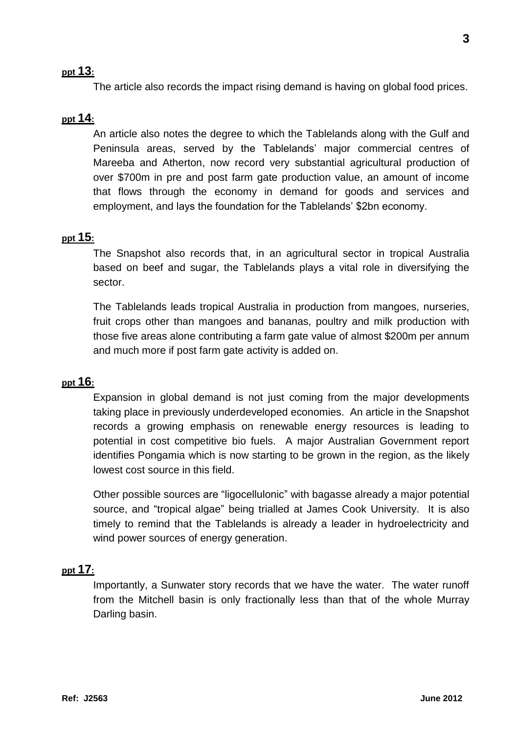**ppt 13:**

The article also records the impact rising demand is having on global food prices.

**ppt 14:**

An article also notes the degree to which the Tablelands along with the Gulf and Peninsula areas, served by the Tablelands' major commercial centres of Mareeba and Atherton, now record very substantial agricultural production of over $700m in pre and post farm gate production value, an amount of income that flows through the economy in demand for goods and services and employment, and lays the foundation for the Tablelands' $2bn economy.

**ppt 15:**

The Snapshot also records that, in an agricultural sector in tropical Australia based on beef and sugar, the Tablelands plays a vital role in diversifying the sector.

The Tablelands leads tropical Australia in production from mangoes, nurseries, fruit crops other than mangoes and bananas, poultry and milk production with those five areas alone contributing a farm gate value of almost $200m per annum and much more if post farm gate activity is added on.

**ppt 16:**

Expansion in global demand is not just coming from the major developments taking place in previously underdeveloped economies. An article in the Snapshot records a growing emphasis on renewable energy resources is leading to potential in cost competitive bio fuels. A major Australian Government report identifies Pongamia which is now starting to be grown in the region, as the likely lowest cost source in this field.

Other possible sources are "ligocellulonic" with bagasse already a major potential source, and "tropical algae" being trialled at James Cook University. It is also timely to remind that the Tablelands is already a leader in hydroelectricity and wind power sources of energy generation.

**ppt 17:**

Importantly, a Sunwater story records that we have the water. The water runoff from the Mitchell basin is only fractionally less than that of the whole Murray Darling basin.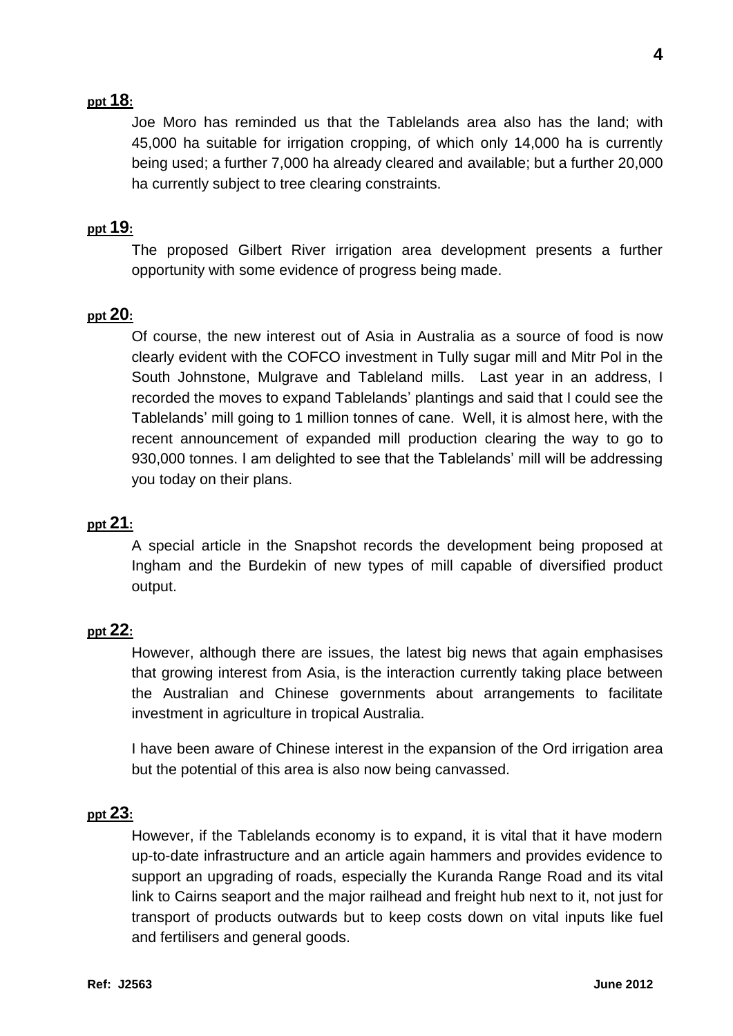**ppt 18:**

Joe Moro has reminded us that the Tablelands area also has the land; with 45,000 ha suitable for irrigation cropping, of which only 14,000 ha is currently being used; a further 7,000 ha already cleared and available; but a further 20,000 ha currently subject to tree clearing constraints.

**ppt 19:**

The proposed Gilbert River irrigation area development presents a further opportunity with some evidence of progress being made.

**ppt 20:**

Of course, the new interest out of Asia in Australia as a source of food is now clearly evident with the COFCO investment in Tully sugar mill and Mitr Pol in the South Johnstone, Mulgrave and Tableland mills. Last year in an address, I recorded the moves to expand Tablelands' plantings and said that I could see the Tablelands' mill going to 1 million tonnes of cane. Well, it is almost here, with the recent announcement of expanded mill production clearing the way to go to 930,000 tonnes. I am delighted to see that the Tablelands' mill will be addressing you today on their plans.

**ppt 21:**

A special article in the Snapshot records the development being proposed at Ingham and the Burdekin of new types of mill capable of diversified product output.

**ppt 22:**

However, although there are issues, the latest big news that again emphasises that growing interest from Asia, is the interaction currently taking place between the Australian and Chinese governments about arrangements to facilitate investment in agriculture in tropical Australia.

I have been aware of Chinese interest in the expansion of the Ord irrigation area but the potential of this area is also now being canvassed.

**ppt 23:**

However, if the Tablelands economy is to expand, it is vital that it have modern up-to-date infrastructure and an article again hammers and provides evidence to support an upgrading of roads, especially the Kuranda Range Road and its vital link to Cairns seaport and the major railhead and freight hub next to it, not just for transport of products outwards but to keep costs down on vital inputs like fuel and fertilisers and general goods.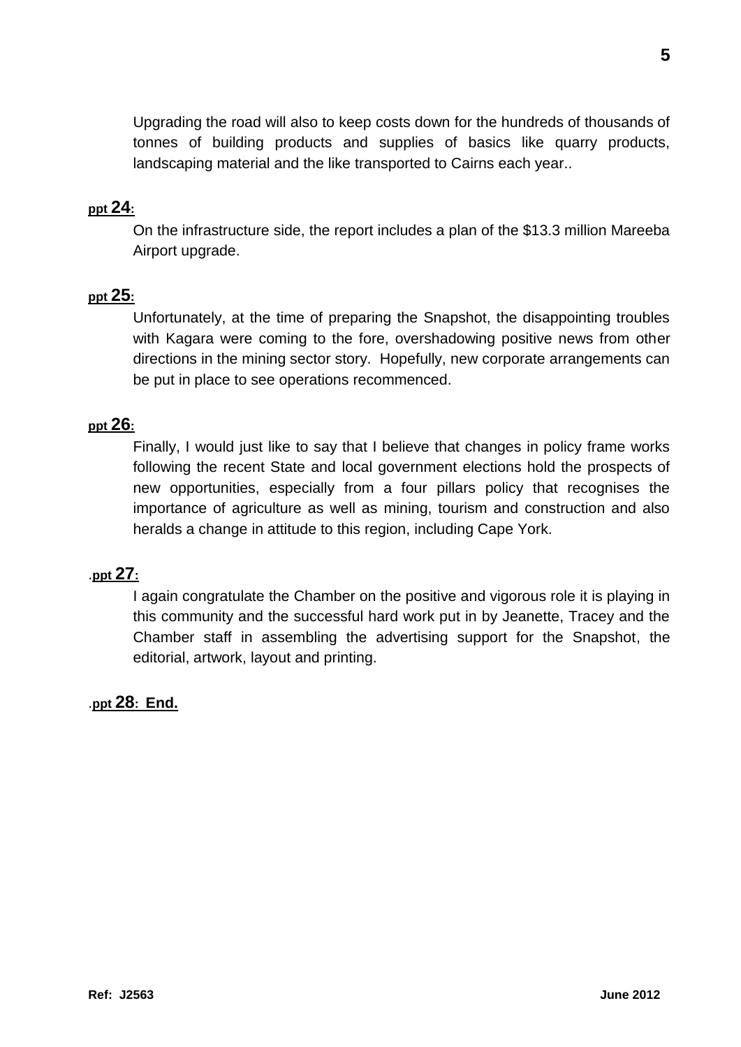Upgrading the road will also to keep costs down for the hundreds of thousands of tonnes of building products and supplies of basics like quarry products, landscaping material and the like transported to Cairns each year..

**ppt 24:**

On the infrastructure side, the report includes a plan of the $13.3 million Mareeba Airport upgrade.

**ppt 25:**

Unfortunately, at the time of preparing the Snapshot, the disappointing troubles with Kagara were coming to the fore, overshadowing positive news from other directions in the mining sector story. Hopefully, new corporate arrangements can be put in place to see operations recommenced.

**ppt 26:**

Finally, I would just like to say that I believe that changes in policy frame works following the recent State and local government elections hold the prospects of new opportunities, especially from a four pillars policy that recognises the importance of agriculture as well as mining, tourism and construction and also heralds a change in attitude to this region, including Cape York.

.**ppt 27:**

I again congratulate the Chamber on the positive and vigorous role it is playing in this community and the successful hard work put in by Jeanette, Tracey and the Chamber staff in assembling the advertising support for the Snapshot, the editorial, artwork, layout and printing.

.**ppt 28: End.**

**Ref: J2563** **June 2012**